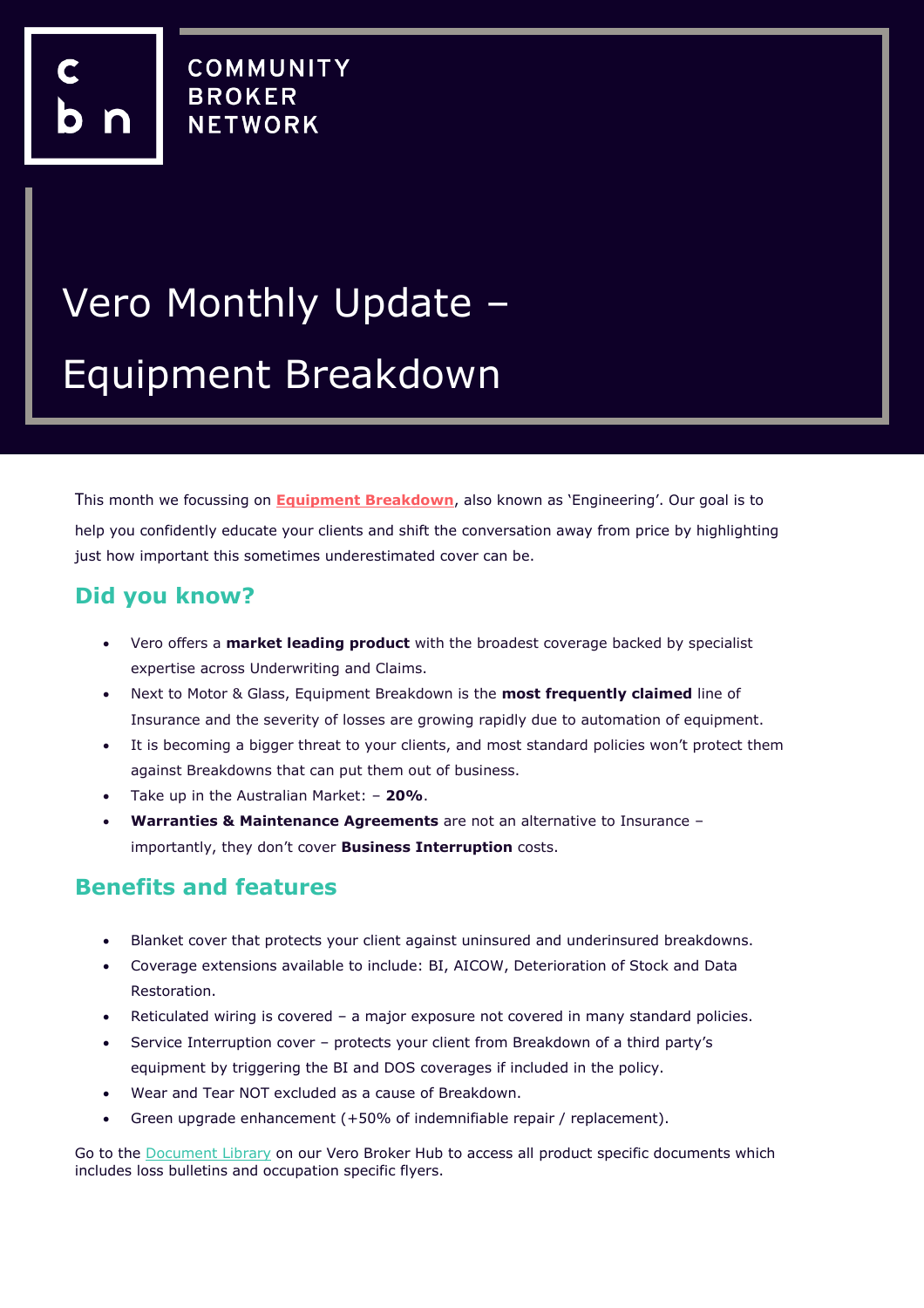COMMUNITY BROKER NETWORK

# Vero Monthly Update – Equipment Breakdown

This month we focussing on **Equipment Breakdown**, also known as 'Engineering'. Our goal is to help you confidently educate your clients and shift the conversation away from price by highlighting just how important this sometimes underestimated cover can be.

## Did you know?

- Vero offers a **market leading product** with the broadest coverage backed by specialist expertise across Underwriting and Claims.
- Next to Motor & Glass, Equipment Breakdown is the **most frequently claimed** line of Insurance and the severity of losses are growing rapidly due to automation of equipment.
- It is becoming a bigger threat to your clients, and most standard policies won't protect them against Breakdowns that can put them out of business.
- Take up in the Australian Market: – **20%**.
- **Warranties & Maintenance Agreements** are not an alternative to Insurance – importantly, they don't cover **Business Interruption** costs.

## Benefits and features

- Blanket cover that protects your client against uninsured and underinsured breakdowns.
- Coverage extensions available to include: BI, AICOW, Deterioration of Stock and Data Restoration.
- Reticulated wiring is covered – a major exposure not covered in many standard policies.
- Service Interruption cover – protects your client from Breakdown of a third party's equipment by triggering the BI and DOS coverages if included in the policy.
- Wear and Tear NOT excluded as a cause of Breakdown.
- Green upgrade enhancement (+50% of indemnifiable repair / replacement).

Go to the Document Library on our Vero Broker Hub to access all product specific documents which includes loss bulletins and occupation specific flyers.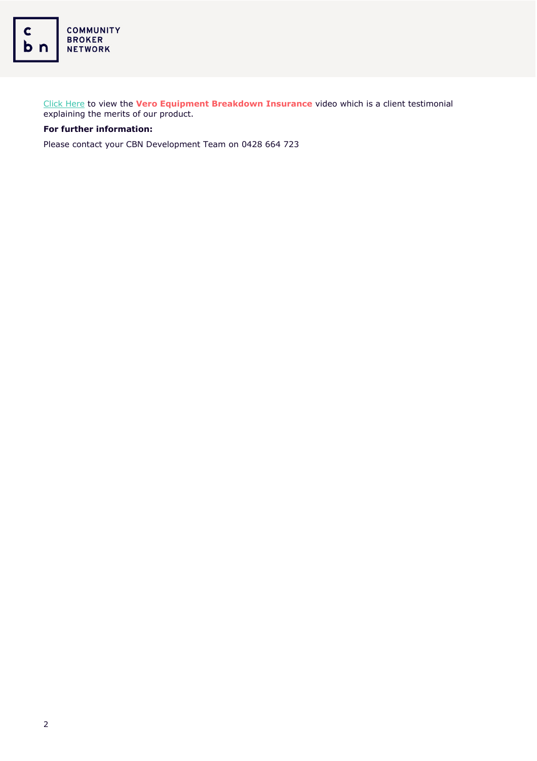Click Here to view the **Vero Equipment Breakdown Insurance** video which is a client testimonial explaining the merits of our product.

**For further information:**

Please contact your CBN Development Team on 0428 664 723